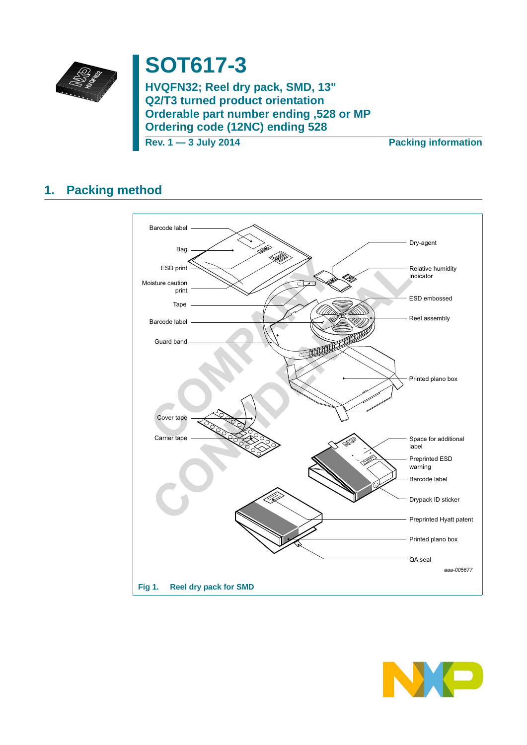# SOT617-3

## HVQFN32; Reel dry pack, SMD, 13"
## Q2/T3 turned product orientation
## Orderable part number ending ,528 or MP
## Ordering code (12NC) ending 528

Rev. 1 — 3 July 2014 Packing information

## 1. Packing method

Barcode label
Bag
ESD print
Moisture caution print
Tape
Barcode label
Guard band
Cover tape
Carrier tape
Dry-agent
Relative humidity indicator
ESD embossed
Reel assembly
Printed plano box
Space for additional label
Preprinted ESD warning
Barcode label
Drypack ID sticker
Preprinted Hyatt patent
Printed plano box
QA seal

aaa-005677

**Fig 1. Reel dry pack for SMD**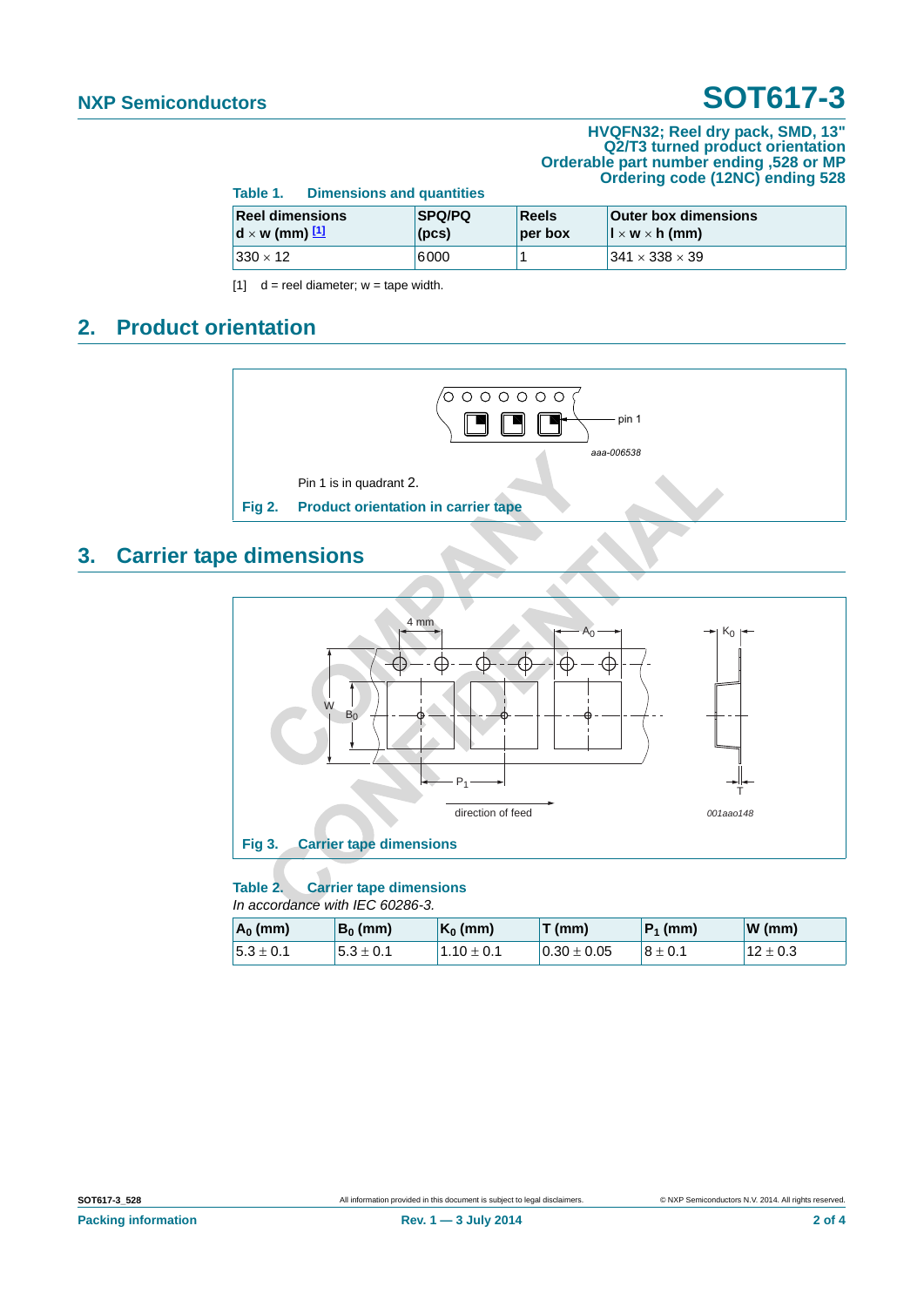**Table 1. Dimensions and quantities**

| Reel dimensions d × w (mm) [1] | SPQ/PQ (pcs) | Reels per box | Outer box dimensions l × w × h (mm) |
|---|---|---|---|
| 330 × 12 | 6000 | 1 | 341 × 338 × 39 |

[1] d = reel diameter; w = tape width.

## 2. Product orientation

Pin 1 is in quadrant 2.

**Fig 2. Product orientation in carrier tape**

## 3. Carrier tape dimensions

**Fig 3. Carrier tape dimensions**

**Table 2. Carrier tape dimensions**

*In accordance with IEC 60286-3.*

| $A_0$ (mm) | $B_0$ (mm) | $K_0$ (mm) | T (mm) | $P_1$ (mm) | W (mm) |
|---|---|---|---|---|---|
| 5.3 ± 0.1 | 5.3 ± 0.1 | 1.10 ± 0.1 | 0.30 ± 0.05 | 8 ± 0.1 | 12 ± 0.3 |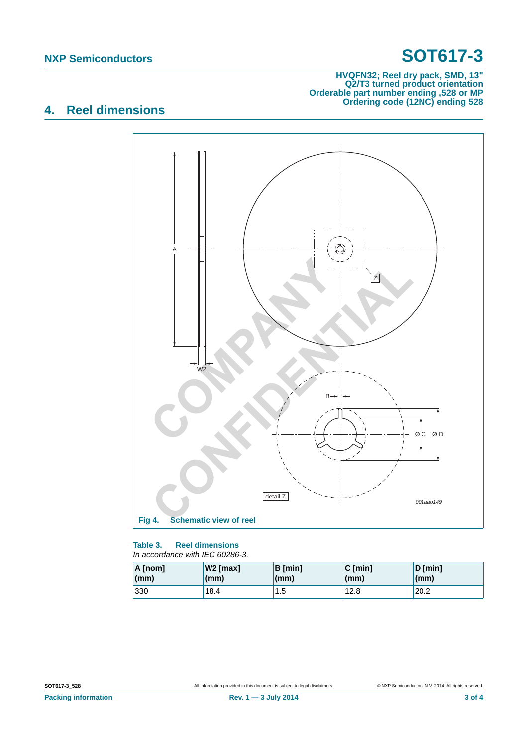## 4. Reel dimensions

Fig 4. Schematic view of reel

**Table 3. Reel dimensions**

*In accordance with IEC 60286-3.*

| A [nom] (mm) | W2 [max] (mm) | B [min] (mm) | C [min] (mm) | D [min] (mm) |
|---|---|---|---|---|
| 330 | 18.4 | 1.5 | 12.8 | 20.2 |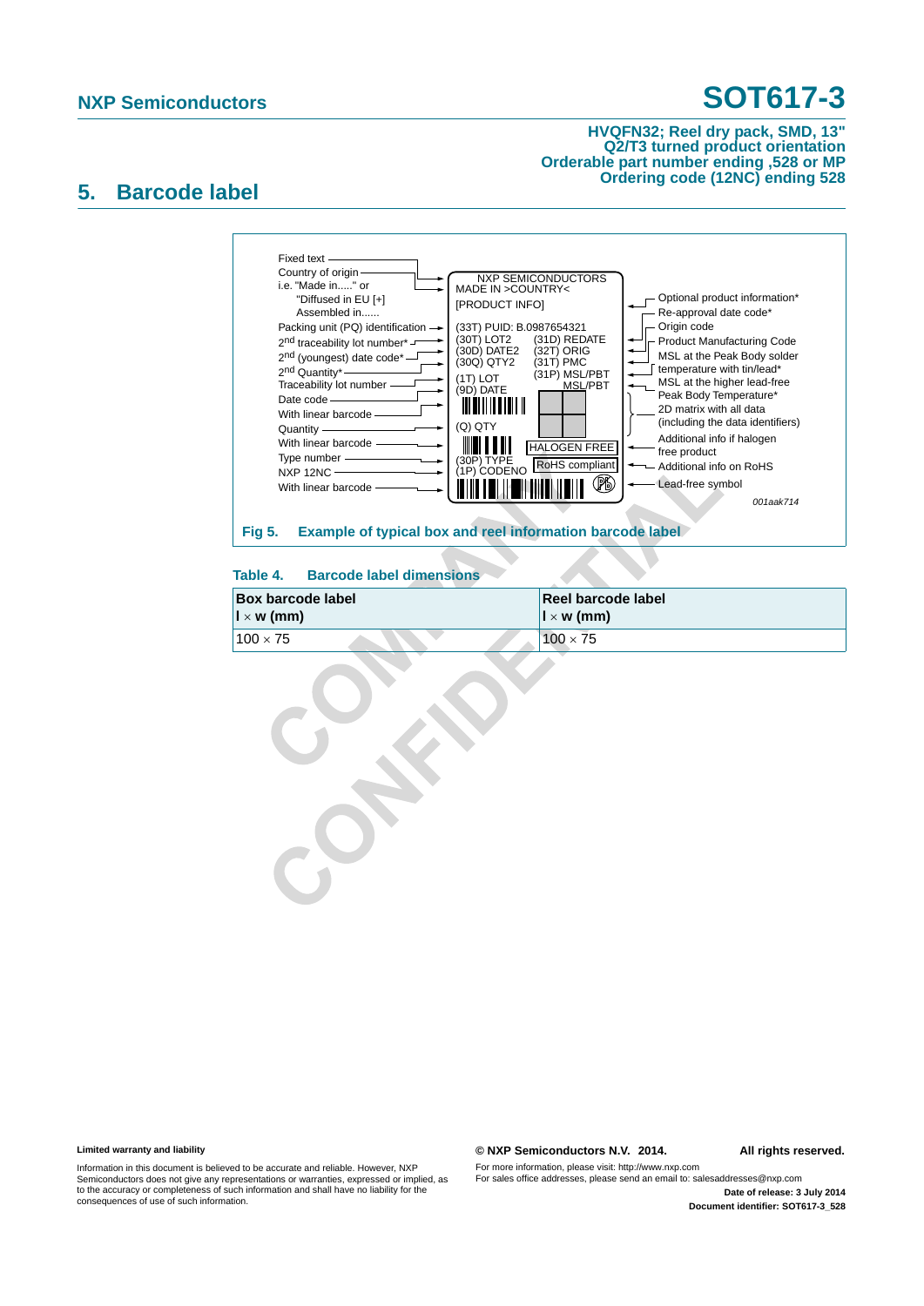## 5. Barcode label

Fixed text

Country of origin i.e. "Made in....." or "Diffused in EU [+] Assembled in......

Packing unit (PQ) identification

2nd traceability lot number*

2nd (youngest) date code*

2nd Quantity*

Traceability lot number

Date code

With linear barcode

Quantity

With linear barcode

Type number

NXP 12NC

With linear barcode

NXP SEMICONDUCTORS
MADE IN >COUNTRY<
[PRODUCT INFO]

(33T) PUID: B.0987654321
(30T) LOT2 (31D) REDATE
(30D) DATE2 (32T) ORIG
(30Q) QTY2 (31T) PMC
(1T) LOT (31P) MSL/PBT
(9D) DATE MSL/PBT
(Q) QTY
HALOGEN FREE
(30P) TYPE
(1P) CODENO
RoHS compliant

Optional product information*

Re-approval date code*

Origin code

Product Manufacturing Code

MSL at the Peak Body solder temperature with tin/lead*

MSL at the higher lead-free Peak Body Temperature*

2D matrix with all data (including the data identifiers)

Additional info if halogen free product

Additional info on RoHS

Lead-free symbol

001aak714

**Fig 5. Example of typical box and reel information barcode label**

**Table 4. Barcode label dimensions**

| Box barcode label l × w (mm) | Reel barcode label l × w (mm) |
|---|---|
| 100 × 75 | 100 × 75 |